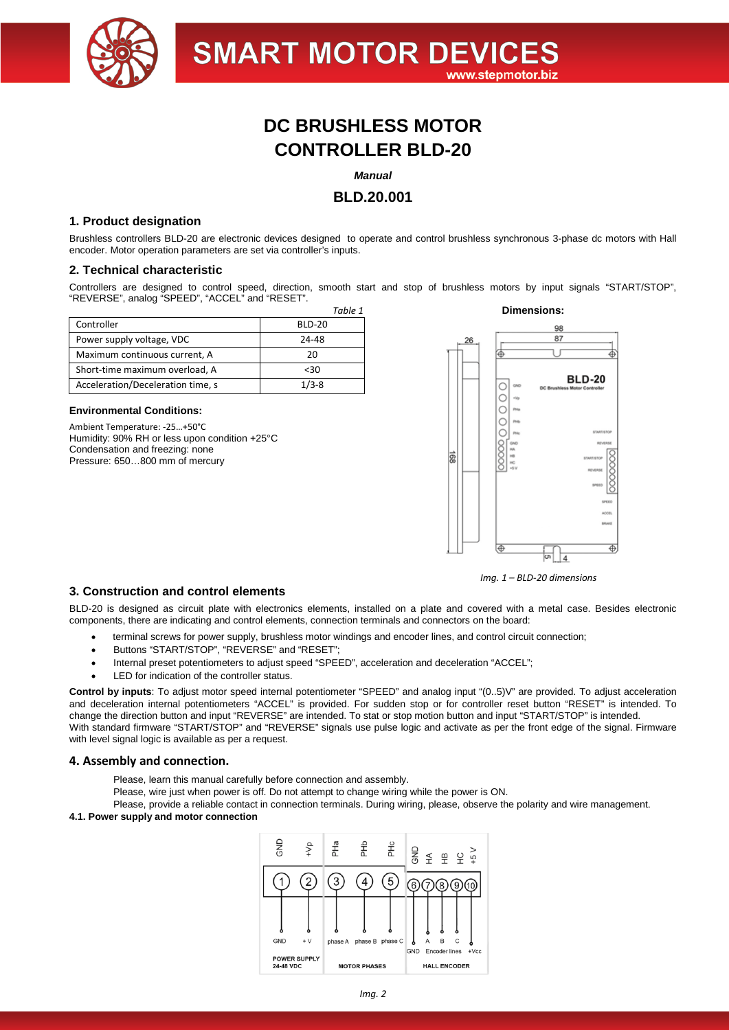# DC BRUSHLESS MOTOR CONTROLLER BLD-20

***Manual***

**BLD.20.001**

## 1. Product designation

Brushless controllers BLD-20 are electronic devices designed to operate and control brushless synchronous 3-phase dc motors with Hall encoder. Motor operation parameters are set via controller's inputs.

## 2. Technical characteristic

Controllers are designed to control speed, direction, smooth start and stop of brushless motors by input signals "START/STOP", "REVERSE", analog "SPEED", "ACCEL" and "RESET".

*Table 1*

| Controller | BLD-20 |
|---|---|
| Power supply voltage, VDC | 24-48 |
| Maximum continuous current, A | 20 |
| Short-time maximum overload, A | <30 |
| Acceleration/Deceleration time, s | 1/3-8 |

**Environmental Conditions:**

Ambient Temperature: -25…+50°C
Humidity: 90% RH or less upon condition +25°C
Condensation and freezing: none
Pressure: 650…800 mm of mercury

**Dimensions:**

*Img. 1 – BLD-20 dimensions*

## 3. Construction and control elements

BLD-20 is designed as circuit plate with electronics elements, installed on a plate and covered with a metal case. Besides electronic components, there are indicating and control elements, connection terminals and connectors on the board:

- terminal screws for power supply, brushless motor windings and encoder lines, and control circuit connection;
- Buttons "START/STOP", "REVERSE" and "RESET";
- Internal preset potentiometers to adjust speed "SPEED", acceleration and deceleration "ACCEL";
- LED for indication of the controller status.

**Control by inputs**: To adjust motor speed internal potentiometer "SPEED" and analog input "(0..5)V" are provided. To adjust acceleration and deceleration internal potentiometers "ACCEL" is provided. For sudden stop or for controller reset button "RESET" is intended. To change the direction button and input "REVERSE" are intended. To stat or stop motion button and input "START/STOP" is intended.
With standard firmware "START/STOP" and "REVERSE" signals use pulse logic and activate as per the front edge of the signal. Firmware with level signal logic is available as per a request.

## 4. Assembly and connection.

Please, learn this manual carefully before connection and assembly.
Please, wire just when power is off. Do not attempt to change wiring while the power is ON.
Please, provide a reliable contact in connection terminals. During wiring, please, observe the polarity and wire management.

**4.1. Power supply and motor connection**

*Img. 2*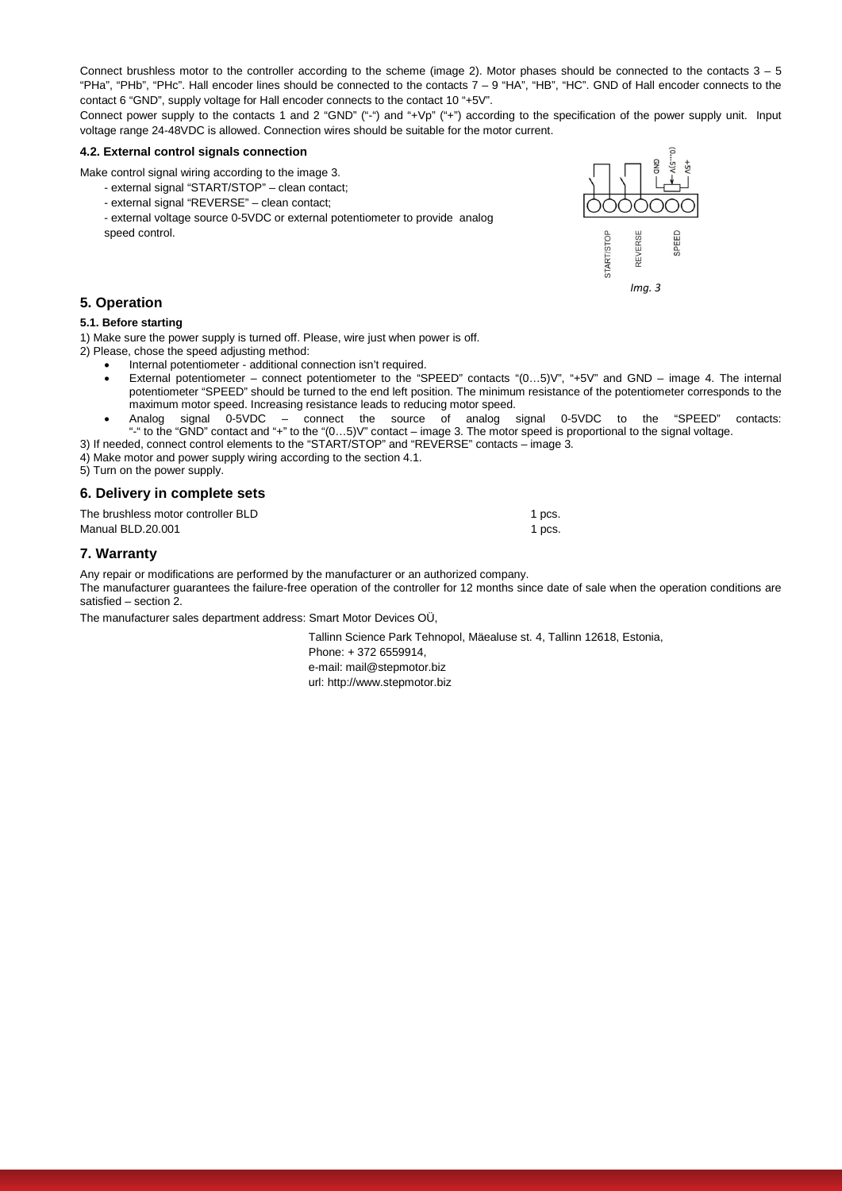Connect brushless motor to the controller according to the scheme (image 2). Motor phases should be connected to the contacts 3 – 5 "PHa", "PHb", "PHc". Hall encoder lines should be connected to the contacts 7 – 9 "HA", "HB", "HC". GND of Hall encoder connects to the contact 6 "GND", supply voltage for Hall encoder connects to the contact 10 "+5V".

Connect power supply to the contacts 1 and 2 "GND" ("-") and "+Vp" ("+") according to the specification of the power supply unit. Input voltage range 24-48VDC is allowed. Connection wires should be suitable for the motor current.

### 4.2. External control signals connection

Make control signal wiring according to the image 3.

- external signal "START/STOP" – clean contact;
- external signal "REVERSE" – clean contact;
- external voltage source 0-5VDC or external potentiometer to provide analog speed control.

GND
(0…5V)
+5V

START/STOP
REVERSE
SPEED

*Img. 3*

## 5. Operation

### 5.1. Before starting

1) Make sure the power supply is turned off. Please, wire just when power is off.
2) Please, chose the speed adjusting method:
   - Internal potentiometer - additional connection isn't required.
   - External potentiometer – connect potentiometer to the "SPEED" contacts "(0…5)V", "+5V" and GND – image 4. The internal potentiometer "SPEED" should be turned to the end left position. The minimum resistance of the potentiometer corresponds to the maximum motor speed. Increasing resistance leads to reducing motor speed.
   - Analog signal 0-5VDC – connect the source of analog signal 0-5VDC to the "SPEED" contacts: "-" to the "GND" contact and "+" to the "(0…5)V" contact – image 3. The motor speed is proportional to the signal voltage.
3) If needed, connect control elements to the "START/STOP" and "REVERSE" contacts – image 3.
4) Make motor and power supply wiring according to the section 4.1.
5) Turn on the power supply.

## 6. Delivery in complete sets

| | |
|---|---|
| The brushless motor controller BLD | 1 pcs. |
| Manual BLD.20.001 | 1 pcs. |

## 7. Warranty

Any repair or modifications are performed by the manufacturer or an authorized company.

The manufacturer guarantees the failure-free operation of the controller for 12 months since date of sale when the operation conditions are satisfied – section 2.

The manufacturer sales department address: Smart Motor Devices OÜ,

Tallinn Science Park Tehnopol, Mäealuse st. 4, Tallinn 12618, Estonia,
Phone: + 372 6559914,
e-mail: mail@stepmotor.biz
url: http://www.stepmotor.biz